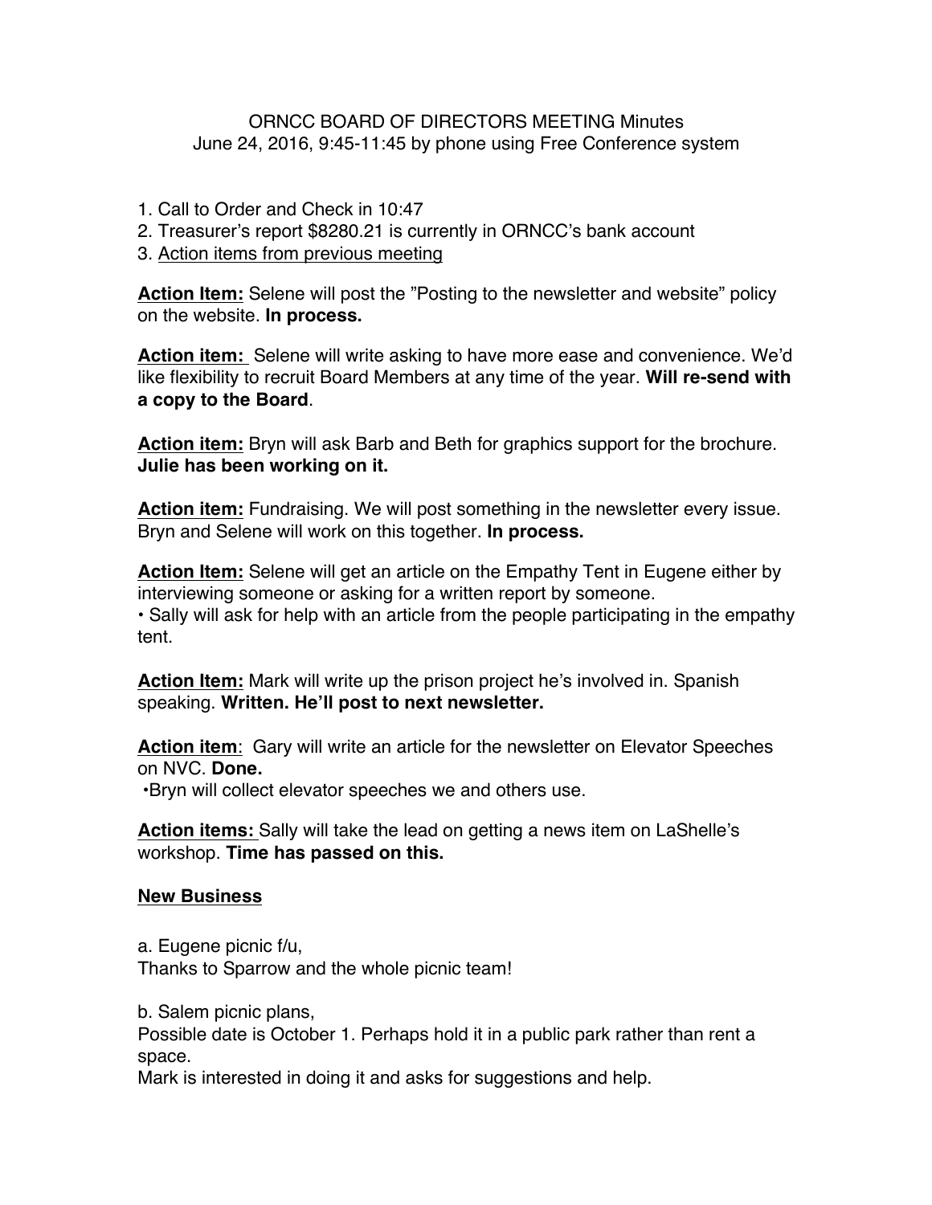ORNCC BOARD OF DIRECTORS MEETING Minutes
June 24, 2016, 9:45-11:45 by phone using Free Conference system

1. Call to Order and Check in 10:47
2. Treasurer's report $8280.21 is currently in ORNCC's bank account
3. Action items from previous meeting

**Action Item:** Selene will post the "Posting to the newsletter and website" policy on the website. **In process.**

**Action item:** Selene will write asking to have more ease and convenience. We'd like flexibility to recruit Board Members at any time of the year. **Will re-send with a copy to the Board**.

**Action item:** Bryn will ask Barb and Beth for graphics support for the brochure. **Julie has been working on it.**

**Action item:** Fundraising. We will post something in the newsletter every issue. Bryn and Selene will work on this together. **In process.**

**Action Item:** Selene will get an article on the Empathy Tent in Eugene either by interviewing someone or asking for a written report by someone.
• Sally will ask for help with an article from the people participating in the empathy tent.

**Action Item:** Mark will write up the prison project he's involved in. Spanish speaking. **Written. He'll post to next newsletter.**

**Action item**: Gary will write an article for the newsletter on Elevator Speeches on NVC. **Done.**
•Bryn will collect elevator speeches we and others use.

**Action items:** Sally will take the lead on getting a news item on LaShelle's workshop. **Time has passed on this.**

## New Business

a. Eugene picnic f/u,
Thanks to Sparrow and the whole picnic team!

b. Salem picnic plans,
Possible date is October 1. Perhaps hold it in a public park rather than rent a space.
Mark is interested in doing it and asks for suggestions and help.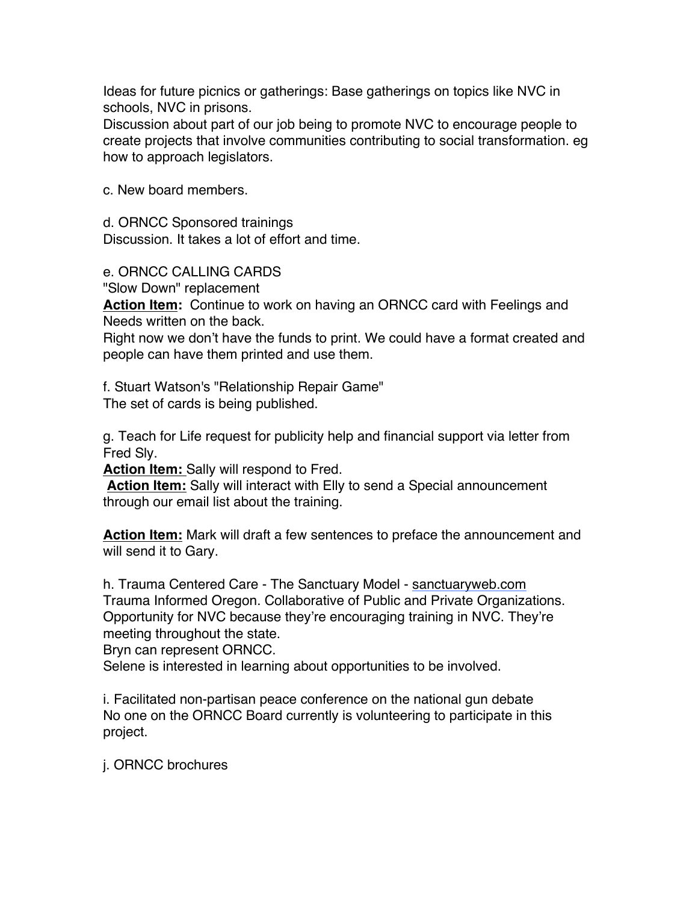Ideas for future picnics or gatherings: Base gatherings on topics like NVC in schools, NVC in prisons.
Discussion about part of our job being to promote NVC to encourage people to create projects that involve communities contributing to social transformation. eg how to approach legislators.

c. New board members.

d. ORNCC Sponsored trainings
Discussion. It takes a lot of effort and time.

e. ORNCC CALLING CARDS
"Slow Down" replacement
**Action Item:** Continue to work on having an ORNCC card with Feelings and Needs written on the back.
Right now we don't have the funds to print. We could have a format created and people can have them printed and use them.

f. Stuart Watson's "Relationship Repair Game"
The set of cards is being published.

g. Teach for Life request for publicity help and financial support via letter from Fred Sly.
**Action Item:** Sally will respond to Fred.
**Action Item:** Sally will interact with Elly to send a Special announcement through our email list about the training.

**Action Item:** Mark will draft a few sentences to preface the announcement and will send it to Gary.

h. Trauma Centered Care - The Sanctuary Model - sanctuaryweb.com
Trauma Informed Oregon. Collaborative of Public and Private Organizations. Opportunity for NVC because they're encouraging training in NVC. They're meeting throughout the state.
Bryn can represent ORNCC.
Selene is interested in learning about opportunities to be involved.

i. Facilitated non-partisan peace conference on the national gun debate
No one on the ORNCC Board currently is volunteering to participate in this project.

j. ORNCC brochures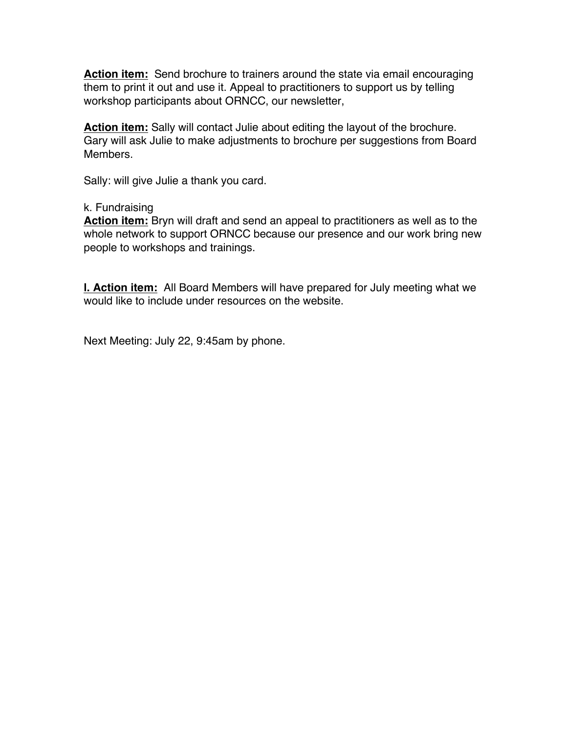**Action item:** Send brochure to trainers around the state via email encouraging them to print it out and use it. Appeal to practitioners to support us by telling workshop participants about ORNCC, our newsletter,

**Action item:** Sally will contact Julie about editing the layout of the brochure. Gary will ask Julie to make adjustments to brochure per suggestions from Board Members.

Sally: will give Julie a thank you card.

k. Fundraising
**Action item:** Bryn will draft and send an appeal to practitioners as well as to the whole network to support ORNCC because our presence and our work bring new people to workshops and trainings.

**l. Action item:** All Board Members will have prepared for July meeting what we would like to include under resources on the website.

Next Meeting: July 22, 9:45am by phone.